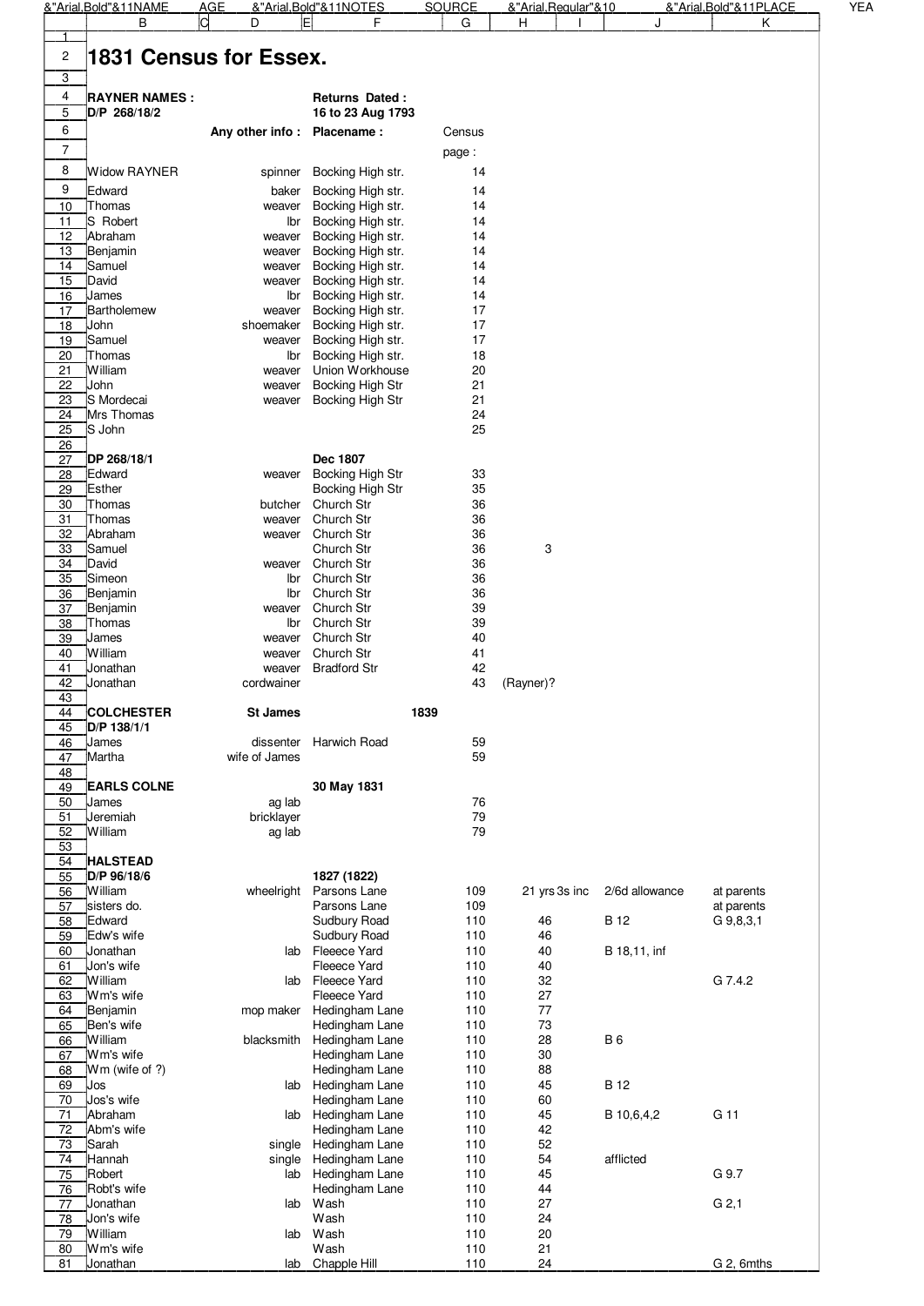# 1831 Census for Essex.

| | Any other info : | Placename : | Census page : | | | |
|---|---|---|---|---|---|---|
| **RAYNER NAMES :** | | **Returns Dated :** | | | | |
| **D/P 268/18/2** | | **16 to 23 Aug 1793** | | | | |
| Widow RAYNER | spinner | Bocking High str. | 14 | | | |
| Edward | baker | Bocking High str. | 14 | | | |
| Thomas | weaver | Bocking High str. | 14 | | | |
| S Robert | lbr | Bocking High str. | 14 | | | |
| Abraham | weaver | Bocking High str. | 14 | | | |
| Benjamin | weaver | Bocking High str. | 14 | | | |
| Samuel | weaver | Bocking High str. | 14 | | | |
| David | weaver | Bocking High str. | 14 | | | |
| James | lbr | Bocking High str. | 14 | | | |
| Bartholemew | weaver | Bocking High str. | 17 | | | |
| John | shoemaker | Bocking High str. | 17 | | | |
| Samuel | weaver | Bocking High str. | 17 | | | |
| Thomas | lbr | Bocking High str. | 18 | | | |
| William | weaver | Union Workhouse | 20 | | | |
| John | weaver | Bocking High Str | 21 | | | |
| S Mordecai | weaver | Bocking High Str | 21 | | | |
| Mrs Thomas | | | 24 | | | |
| S John | | | 25 | | | |
| | | | | | | |
| **DP 268/18/1** | | **Dec 1807** | | | | |
| Edward | weaver | Bocking High Str | 33 | | | |
| Esther | | Bocking High Str | 35 | | | |
| Thomas | butcher | Church Str | 36 | | | |
| Thomas | weaver | Church Str | 36 | | | |
| Abraham | weaver | Church Str | 36 | | | |
| Samuel | | Church Str | 36 | 3 | | |
| David | weaver | Church Str | 36 | | | |
| Simeon | lbr | Church Str | 36 | | | |
| Benjamin | lbr | Church Str | 36 | | | |
| Benjamin | weaver | Church Str | 39 | | | |
| Thomas | lbr | Church Str | 39 | | | |
| James | weaver | Church Str | 40 | | | |
| William | weaver | Church Str | 41 | | | |
| Jonathan | weaver | Bradford Str | 42 | | | |
| Jonathan | cordwainer | | 43 | (Rayner)? | | |
| | | | | | | |
| **COLCHESTER** | **St James** | **1839** | | | | |
| **D/P 138/1/1** | | | | | | |
| James | dissenter | Harwich Road | 59 | | | |
| Martha | wife of James | | 59 | | | |
| | | | | | | |
| **EARLS COLNE** | | **30 May 1831** | | | | |
| James | ag lab | | 76 | | | |
| Jeremiah | bricklayer | | 79 | | | |
| William | ag lab | | 79 | | | |
| | | | | | | |
| **HALSTEAD** | | | | | | |
| **D/P 96/18/6** | | **1827 (1822)** | | | | |
| William | wheelright | Parsons Lane | 109 | 21 yrs 3s inc | 2/6d allowance | at parents |
| sisters do. | | Parsons Lane | 109 | | | at parents |
| Edward | | Sudbury Road | 110 | 46 | B 12 | G 9,8,3,1 |
| Edw's wife | | Sudbury Road | 110 | 46 | | |
| Jonathan | lab | Fleeece Yard | 110 | 40 | B 18,11, inf | |
| Jon's wife | | Fleeece Yard | 110 | 40 | | |
| William | lab | Fleeece Yard | 110 | 32 | | G 7.4.2 |
| Wm's wife | | Fleeece Yard | 110 | 27 | | |
| Benjamin | mop maker | Hedingham Lane | 110 | 77 | | |
| Ben's wife | | Hedingham Lane | 110 | 73 | | |
| William | blacksmith | Hedingham Lane | 110 | 28 | B 6 | |
| Wm's wife | | Hedingham Lane | 110 | 30 | | |
| Wm (wife of ?) | | Hedingham Lane | 110 | 88 | | |
| Jos | lab | Hedingham Lane | 110 | 45 | B 12 | |
| Jos's wife | | Hedingham Lane | 110 | 60 | | |
| Abraham | lab | Hedingham Lane | 110 | 45 | B 10,6,4,2 | G 11 |
| Abm's wife | | Hedingham Lane | 110 | 42 | | |
| Sarah | single | Hedingham Lane | 110 | 52 | | |
| Hannah | single | Hedingham Lane | 110 | 54 | afflicted | |
| Robert | lab | Hedingham Lane | 110 | 45 | | G 9.7 |
| Robt's wife | | Hedingham Lane | 110 | 44 | | |
| Jonathan | lab | Wash | 110 | 27 | | G 2,1 |
| Jon's wife | | Wash | 110 | 24 | | |
| William | lab | Wash | 110 | 20 | | |
| Wm's wife | | Wash | 110 | 21 | | |
| Jonathan | lab | Chapple Hill | 110 | 24 | | G 2, 6mths |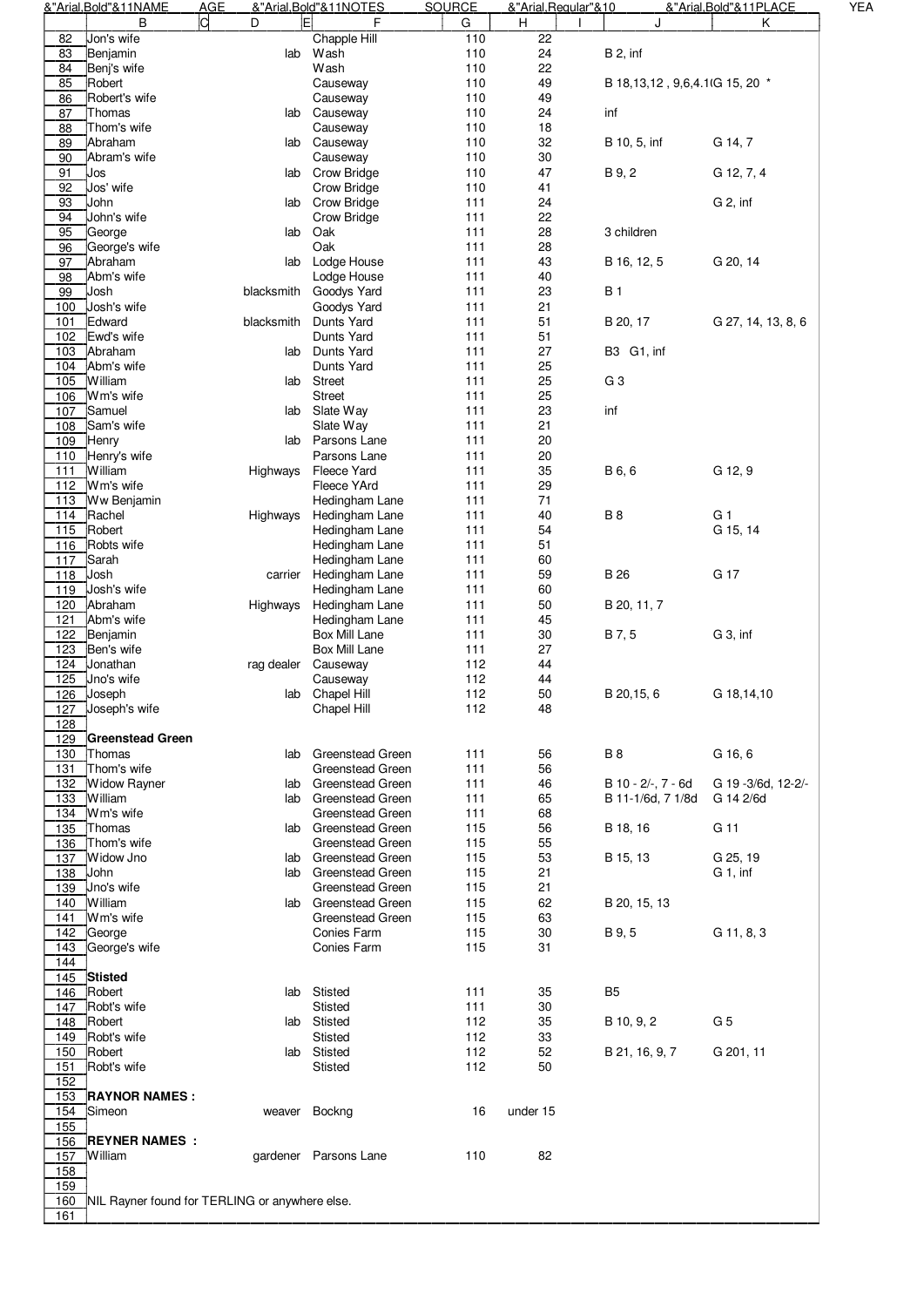| | B | C | D | E | F | G | H | I | J | K |
|---|---|---|---|---|---|---|---|---|---|---|
| | &"Arial,Bold"&11NAME | AGE | &"Arial,Bold"&11NOTES | | | SOURCE | &"Arial,Regular"&10 | | &"Arial,Bold"&11PLACE | YEA |
| 82 | Jon's wife | | | | Chapple Hill | 110 | 22 | | | |
| 83 | Benjamin | | lab | | Wash | 110 | 24 | | B 2, inf | |
| 84 | Benj's wife | | | | Wash | 110 | 22 | | | |
| 85 | Robert | | | | Causeway | 110 | 49 | | B 18,13,12 , 9,6,4.1(G 15, 20 * | |
| 86 | Robert's wife | | | | Causeway | 110 | 49 | | | |
| 87 | Thomas | | lab | | Causeway | 110 | 24 | | inf | |
| 88 | Thom's wife | | | | Causeway | 110 | 18 | | | |
| 89 | Abraham | | lab | | Causeway | 110 | 32 | | B 10, 5, inf | G 14, 7 |
| 90 | Abram's wife | | | | Causeway | 110 | 30 | | | |
| 91 | Jos | | lab | | Crow Bridge | 110 | 47 | | B 9, 2 | G 12, 7, 4 |
| 92 | Jos' wife | | | | Crow Bridge | 110 | 41 | | | |
| 93 | John | | lab | | Crow Bridge | 111 | 24 | | | G 2, inf |
| 94 | John's wife | | | | Crow Bridge | 111 | 22 | | | |
| 95 | George | | lab | | Oak | 111 | 28 | | 3 children | |
| 96 | George's wife | | | | Oak | 111 | 28 | | | |
| 97 | Abraham | | lab | | Lodge House | 111 | 43 | | B 16, 12, 5 | G 20, 14 |
| 98 | Abm's wife | | | | Lodge House | 111 | 40 | | | |
| 99 | Josh | | blacksmith | | Goodys Yard | 111 | 23 | | B 1 | |
| 100 | Josh's wife | | | | Goodys Yard | 111 | 21 | | | |
| 101 | Edward | | blacksmith | | Dunts Yard | 111 | 51 | | B 20, 17 | G 27, 14, 13, 8, 6 |
| 102 | Ewd's wife | | | | Dunts Yard | 111 | 51 | | | |
| 103 | Abraham | | lab | | Dunts Yard | 111 | 27 | | B3 G1, inf | |
| 104 | Abm's wife | | | | Dunts Yard | 111 | 25 | | | |
| 105 | William | | lab | | Street | 111 | 25 | | G 3 | |
| 106 | Wm's wife | | | | Street | 111 | 25 | | | |
| 107 | Samuel | | lab | | Slate Way | 111 | 23 | | inf | |
| 108 | Sam's wife | | | | Slate Way | 111 | 21 | | | |
| 109 | Henry | | lab | | Parsons Lane | 111 | 20 | | | |
| 110 | Henry's wife | | | | Parsons Lane | 111 | 20 | | | |
| 111 | William | | Highways | | Fleece Yard | 111 | 35 | | B 6, 6 | G 12, 9 |
| 112 | Wm's wife | | | | Fleece YArd | 111 | 29 | | | |
| 113 | Ww Benjamin | | | | Hedingham Lane | 111 | 71 | | | |
| 114 | Rachel | | Highways | | Hedingham Lane | 111 | 40 | | B 8 | G 1 |
| 115 | Robert | | | | Hedingham Lane | 111 | 54 | | | G 15, 14 |
| 116 | Robts wife | | | | Hedingham Lane | 111 | 51 | | | |
| 117 | Sarah | | | | Hedingham Lane | 111 | 60 | | | |
| 118 | Josh | | carrier | | Hedingham Lane | 111 | 59 | | B 26 | G 17 |
| 119 | Josh's wife | | | | Hedingham Lane | 111 | 60 | | | |
| 120 | Abraham | | Highways | | Hedingham Lane | 111 | 50 | | B 20, 11, 7 | |
| 121 | Abm's wife | | | | Hedingham Lane | 111 | 45 | | | |
| 122 | Benjamin | | | | Box Mill Lane | 111 | 30 | | B 7, 5 | G 3, inf |
| 123 | Ben's wife | | | | Box Mill Lane | 111 | 27 | | | |
| 124 | Jonathan | | rag dealer | | Causeway | 112 | 44 | | | |
| 125 | Jno's wife | | | | Causeway | 112 | 44 | | | |
| 126 | Joseph | | lab | | Chapel Hill | 112 | 50 | | B 20,15, 6 | G 18,14,10 |
| 127 | Joseph's wife | | | | Chapel Hill | 112 | 48 | | | |
| 128 | | | | | | | | | | |
| 129 | **Greenstead Green** | | | | | | | | | |
| 130 | Thomas | | lab | | Greenstead Green | 111 | 56 | | B 8 | G 16, 6 |
| 131 | Thom's wife | | | | Greenstead Green | 111 | 56 | | | |
| 132 | Widow Rayner | | lab | | Greenstead Green | 111 | 46 | | B 10 - 2/-, 7 - 6d | G 19 -3/6d, 12-2/- |
| 133 | William | | lab | | Greenstead Green | 111 | 65 | | B 11-1/6d, 7 1/8d | G 14 2/6d |
| 134 | Wm's wife | | | | Greenstead Green | 111 | 68 | | | |
| 135 | Thomas | | lab | | Greenstead Green | 115 | 56 | | B 18, 16 | G 11 |
| 136 | Thom's wife | | | | Greenstead Green | 115 | 55 | | | |
| 137 | Widow Jno | | lab | | Greenstead Green | 115 | 53 | | B 15, 13 | G 25, 19 |
| 138 | John | | lab | | Greenstead Green | 115 | 21 | | | G 1, inf |
| 139 | Jno's wife | | | | Greenstead Green | 115 | 21 | | | |
| 140 | William | | lab | | Greenstead Green | 115 | 62 | | B 20, 15, 13 | |
| 141 | Wm's wife | | | | Greenstead Green | 115 | 63 | | | |
| 142 | George | | | | Conies Farm | 115 | 30 | | B 9, 5 | G 11, 8, 3 |
| 143 | George's wife | | | | Conies Farm | 115 | 31 | | | |
| 144 | | | | | | | | | | |
| 145 | **Stisted** | | | | | | | | | |
| 146 | Robert | | lab | | Stisted | 111 | 35 | | B5 | |
| 147 | Robt's wife | | | | Stisted | 111 | 30 | | | |
| 148 | Robert | | lab | | Stisted | 112 | 35 | | B 10, 9, 2 | G 5 |
| 149 | Robt's wife | | | | Stisted | 112 | 33 | | | |
| 150 | Robert | | lab | | Stisted | 112 | 52 | | B 21, 16, 9, 7 | G 201, 11 |
| 151 | Robt's wife | | | | Stisted | 112 | 50 | | | |
| 152 | | | | | | | | | | |
| 153 | **RAYNOR NAMES :** | | | | | | | | | |
| 154 | Simeon | | weaver | | Bockng | 16 | under 15 | | | |
| 155 | | | | | | | | | | |
| 156 | **REYNER NAMES :** | | | | | | | | | |
| 157 | William | | gardener | | Parsons Lane | 110 | 82 | | | |
| 158 | | | | | | | | | | |
| 159 | | | | | | | | | | |
| 160 | NIL Rayner found for TERLING or anywhere else. | | | | | | | | | |
| 161 | | | | | | | | | | |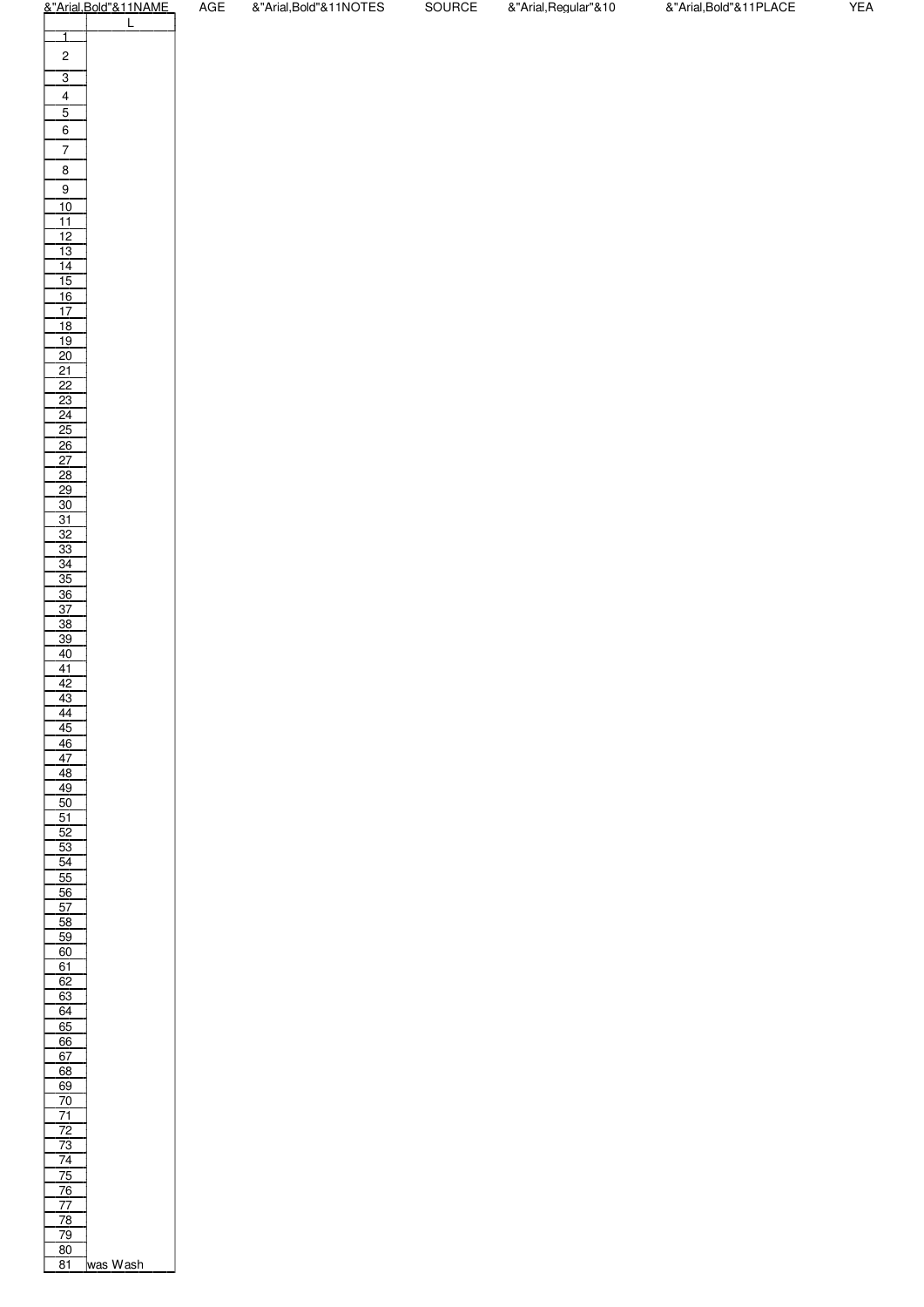| &"Arial,Bold"&11NAME | AGE | &"Arial,Bold"&11NOTES | SOURCE | &"Arial,Regular"&10 | &"Arial,Bold"&11PLACE | YEA |
|---|---|---|---|---|---|---|

| | L |
|---|---|
| 1 | |
| 2 | |
| 3 | |
| 4 | |
| 5 | |
| 6 | |
| 7 | |
| 8 | |
| 9 | |
| 10 | |
| 11 | |
| 12 | |
| 13 | |
| 14 | |
| 15 | |
| 16 | |
| 17 | |
| 18 | |
| 19 | |
| 20 | |
| 21 | |
| 22 | |
| 23 | |
| 24 | |
| 25 | |
| 26 | |
| 27 | |
| 28 | |
| 29 | |
| 30 | |
| 31 | |
| 32 | |
| 33 | |
| 34 | |
| 35 | |
| 36 | |
| 37 | |
| 38 | |
| 39 | |
| 40 | |
| 41 | |
| 42 | |
| 43 | |
| 44 | |
| 45 | |
| 46 | |
| 47 | |
| 48 | |
| 49 | |
| 50 | |
| 51 | |
| 52 | |
| 53 | |
| 54 | |
| 55 | |
| 56 | |
| 57 | |
| 58 | |
| 59 | |
| 60 | |
| 61 | |
| 62 | |
| 63 | |
| 64 | |
| 65 | |
| 66 | |
| 67 | |
| 68 | |
| 69 | |
| 70 | |
| 71 | |
| 72 | |
| 73 | |
| 74 | |
| 75 | |
| 76 | |
| 77 | |
| 78 | |
| 79 | |
| 80 | |
| 81 | was Wash |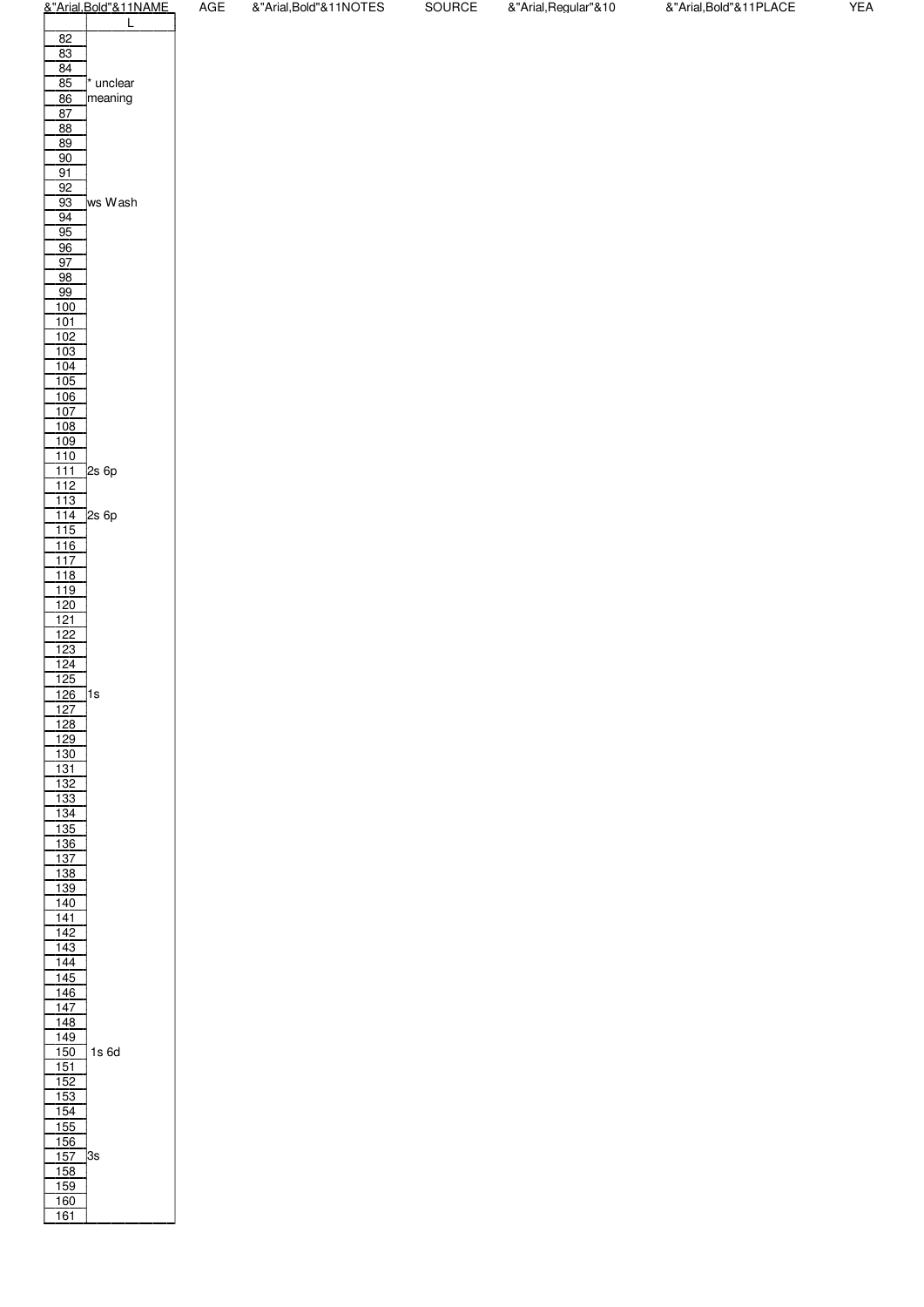&"Arial,Bold"&11NAME AGE &"Arial,Bold"&11NOTES SOURCE &"Arial,Regular"&10 &"Arial,Bold"&11PLACE YEA

| | L |
|---|---|
| 82 | |
| 83 | |
| 84 | |
| 85 | * unclear |
| 86 | meaning |
| 87 | |
| 88 | |
| 89 | |
| 90 | |
| 91 | |
| 92 | |
| 93 | ws Wash |
| 94 | |
| 95 | |
| 96 | |
| 97 | |
| 98 | |
| 99 | |
| 100 | |
| 101 | |
| 102 | |
| 103 | |
| 104 | |
| 105 | |
| 106 | |
| 107 | |
| 108 | |
| 109 | |
| 110 | |
| 111 | 2s 6p |
| 112 | |
| 113 | |
| 114 | 2s 6p |
| 115 | |
| 116 | |
| 117 | |
| 118 | |
| 119 | |
| 120 | |
| 121 | |
| 122 | |
| 123 | |
| 124 | |
| 125 | |
| 126 | 1s |
| 127 | |
| 128 | |
| 129 | |
| 130 | |
| 131 | |
| 132 | |
| 133 | |
| 134 | |
| 135 | |
| 136 | |
| 137 | |
| 138 | |
| 139 | |
| 140 | |
| 141 | |
| 142 | |
| 143 | |
| 144 | |
| 145 | |
| 146 | |
| 147 | |
| 148 | |
| 149 | |
| 150 | 1s 6d |
| 151 | |
| 152 | |
| 153 | |
| 154 | |
| 155 | |
| 156 | |
| 157 | 3s |
| 158 | |
| 159 | |
| 160 | |
| 161 | |